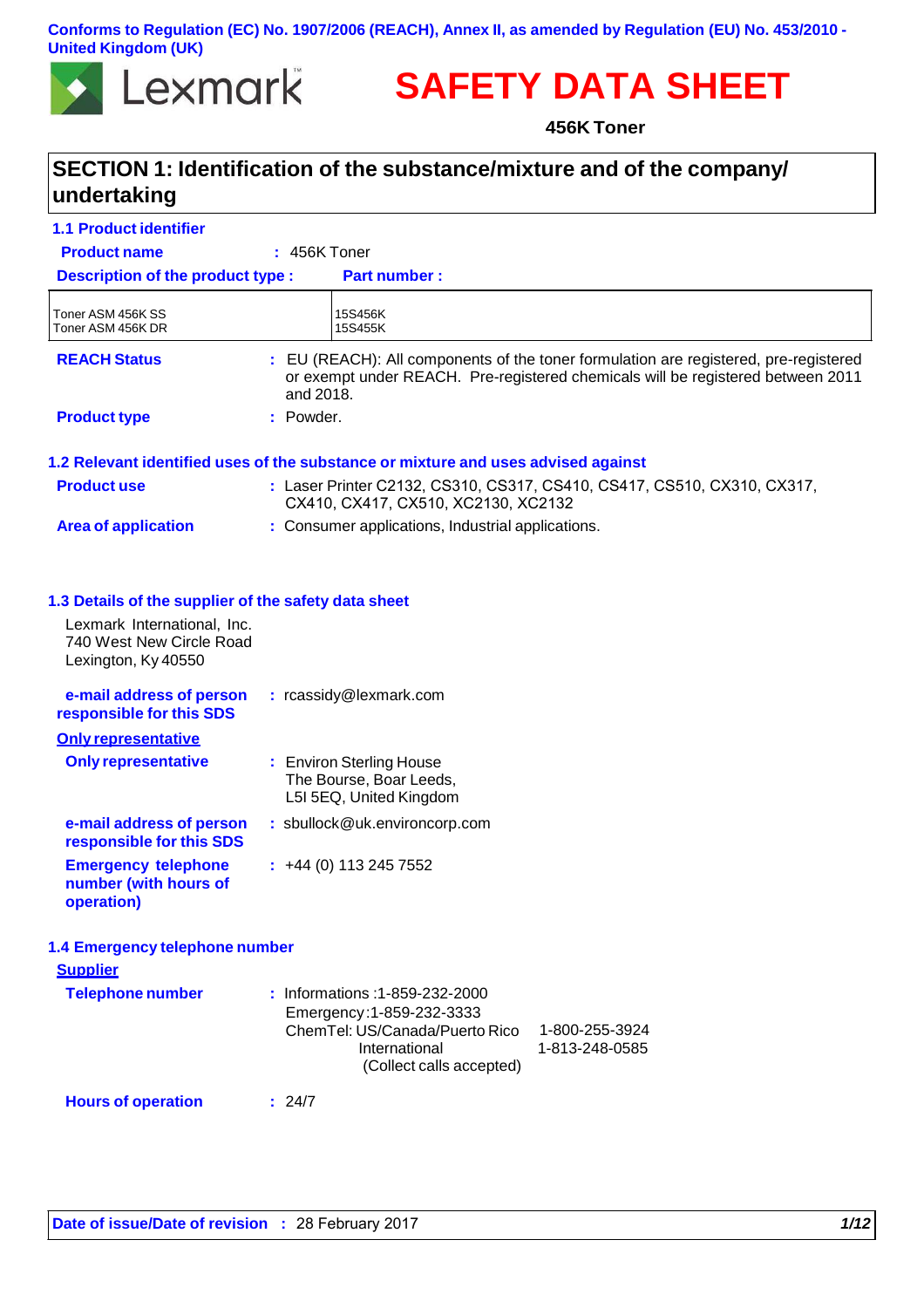Conforms to Regulation (EC) No. 1907/2006 (REACH), Annex II, as amended by Regulation (EU) No. 453/2010 - United Kingdom (UK)

Lexmark

# SAFETY DATA SHEET

**456K Toner**

## SECTION 1: Identification of the substance/mixture and of the company/ undertaking

### 1.1 Product identifier

**Product name** : 456K Toner

| Description of the product type : | Part number : |
| --- | --- |
| Toner ASM 456K SS<br>Toner ASM 456K DR | 15S456K<br>15S455K |

**REACH Status** : EU (REACH): All components of the toner formulation are registered, pre-registered or exempt under REACH. Pre-registered chemicals will be registered between 2011 and 2018.

**Product type** : Powder.

### 1.2 Relevant identified uses of the substance or mixture and uses advised against

**Product use** : Laser Printer C2132, CS310, CS317, CS410, CS417, CS510, CX310, CX317, CX410, CX417, CX510, XC2130, XC2132

**Area of application** : Consumer applications, Industrial applications.

### 1.3 Details of the supplier of the safety data sheet

Lexmark International, Inc.
740 West New Circle Road
Lexington, Ky 40550

**e-mail address of person responsible for this SDS** : rcassidy@lexmark.com

**Only representative**

**Only representative** : Environ Sterling House
The Bourse, Boar Leeds,
L5I 5EQ, United Kingdom

**e-mail address of person responsible for this SDS** : sbullock@uk.environcorp.com

**Emergency telephone number (with hours of operation)** : +44 (0) 113 245 7552

### 1.4 Emergency telephone number

**Supplier**

**Telephone number** : Informations :1-859-232-2000
Emergency :1-859-232-3333
ChemTel: US/Canada/Puerto Rico 1-800-255-3924
International 1-813-248-0585
(Collect calls accepted)

**Hours of operation** : 24/7

**Date of issue/Date of revision** : 28 February 2017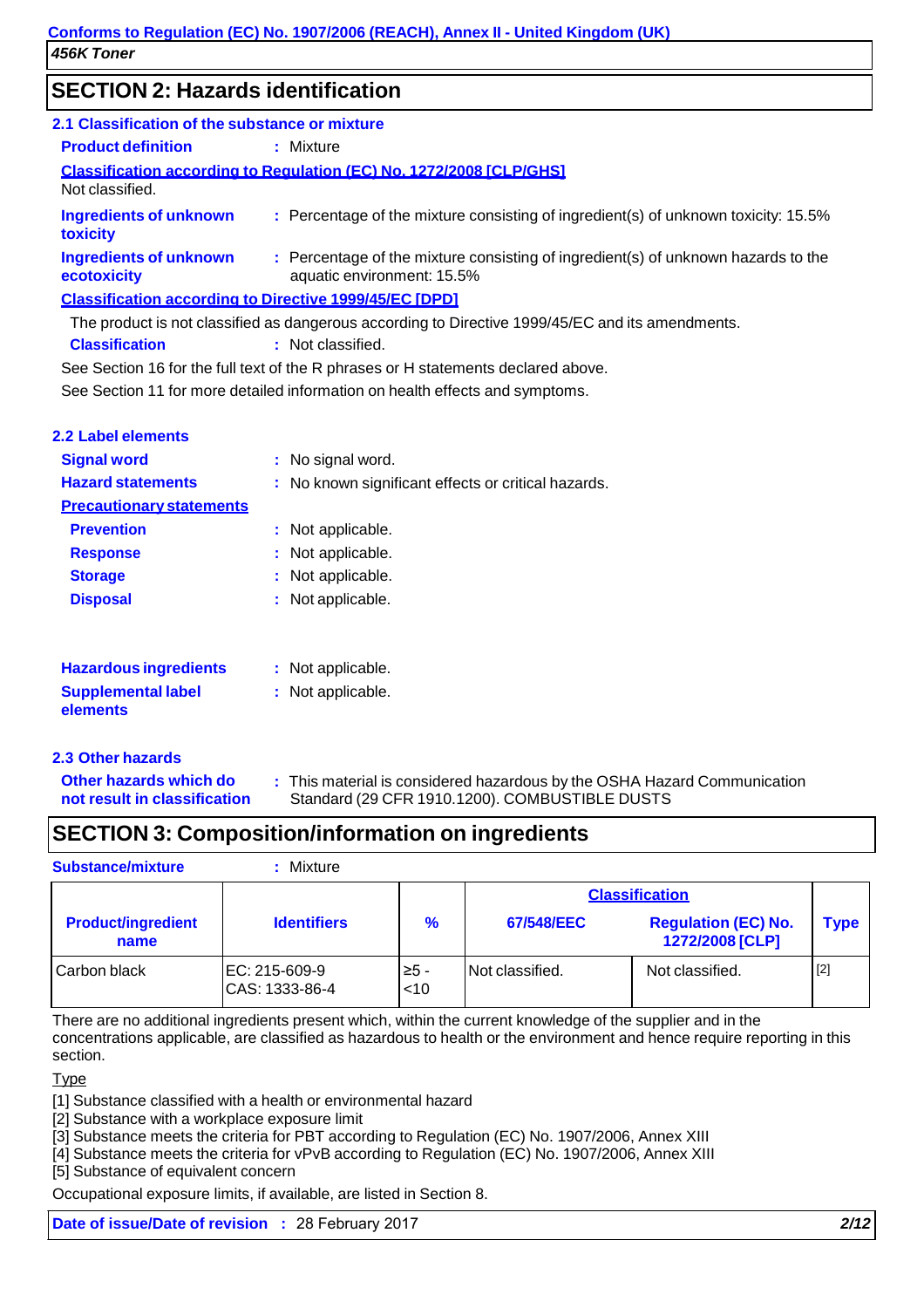## SECTION 2: Hazards identification

### 2.1 Classification of the substance or mixture

**Product definition** : Mixture

**Classification according to Regulation (EC) No. 1272/2008 [CLP/GHS]**

Not classified.

**Ingredients of unknown toxicity** : Percentage of the mixture consisting of ingredient(s) of unknown toxicity: 15.5%

**Ingredients of unknown ecotoxicity** : Percentage of the mixture consisting of ingredient(s) of unknown hazards to the aquatic environment: 15.5%

**Classification according to Directive 1999/45/EC [DPD]**

The product is not classified as dangerous according to Directive 1999/45/EC and its amendments.

**Classification** : Not classified.

See Section 16 for the full text of the R phrases or H statements declared above.

See Section 11 for more detailed information on health effects and symptoms.

### 2.2 Label elements

**Signal word** : No signal word.

**Hazard statements** : No known significant effects or critical hazards.

**Precautionary statements**

**Prevention** : Not applicable.

**Response** : Not applicable.

**Storage** : Not applicable.

**Disposal** : Not applicable.

**Hazardous ingredients** : Not applicable.

**Supplemental label elements** : Not applicable.

### 2.3 Other hazards

**Other hazards which do not result in classification** : This material is considered hazardous by the OSHA Hazard Communication Standard (29 CFR 1910.1200). COMBUSTIBLE DUSTS

## SECTION 3: Composition/information on ingredients

**Substance/mixture** : Mixture

| Product/ingredient name | Identifiers | % | Classification | | Type |
|---|---|---|---|---|---|
| | | | 67/548/EEC | Regulation (EC) No. 1272/2008 [CLP] | |
| Carbon black | EC: 215-609-9<br>CAS: 1333-86-4 | ≥5 - <10 | Not classified. | Not classified. | [2] |

There are no additional ingredients present which, within the current knowledge of the supplier and in the concentrations applicable, are classified as hazardous to health or the environment and hence require reporting in this section.

Type

[1] Substance classified with a health or environmental hazard

[2] Substance with a workplace exposure limit

[3] Substance meets the criteria for PBT according to Regulation (EC) No. 1907/2006, Annex XIII

[4] Substance meets the criteria for vPvB according to Regulation (EC) No. 1907/2006, Annex XIII

[5] Substance of equivalent concern

Occupational exposure limits, if available, are listed in Section 8.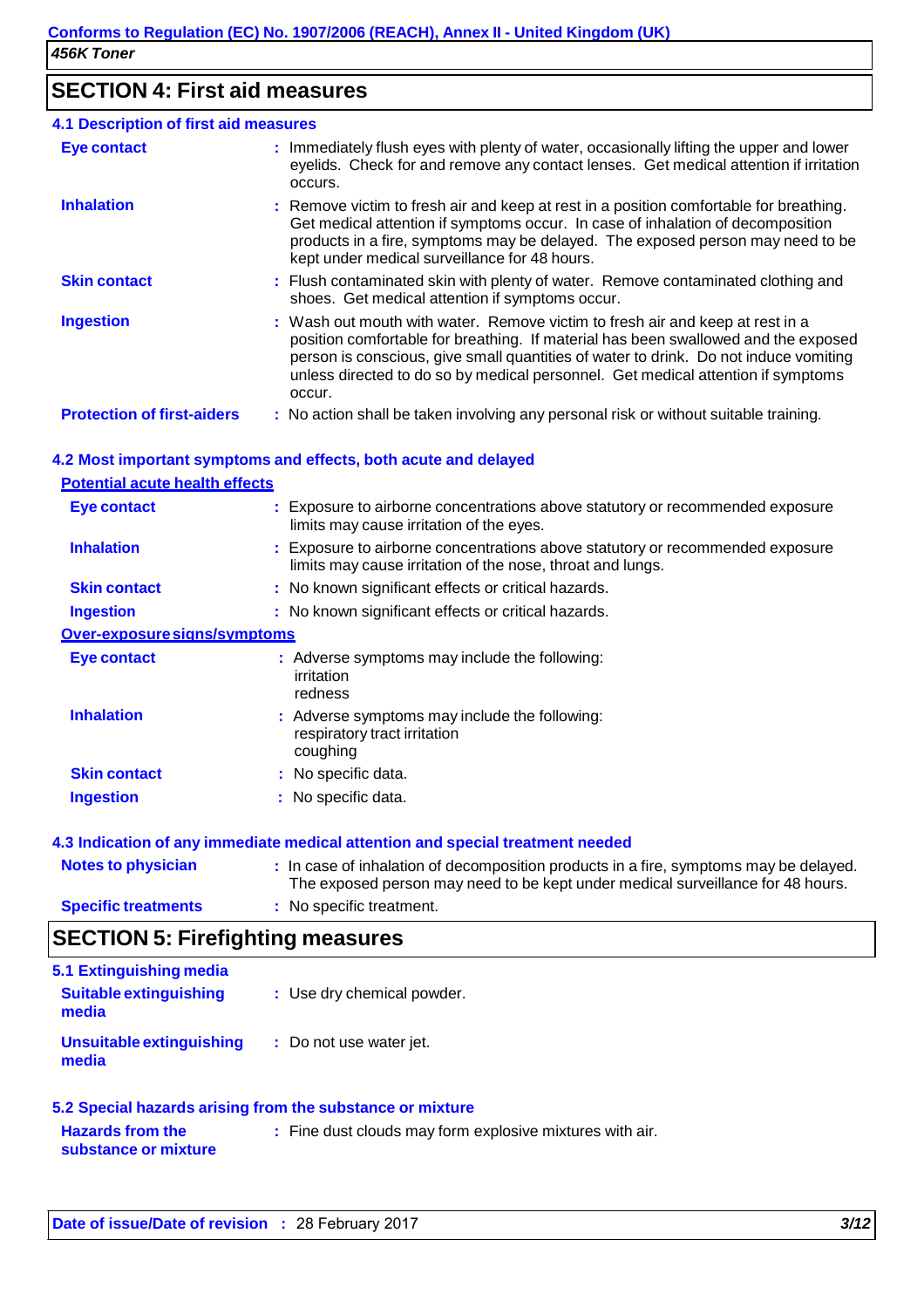## SECTION 4: First aid measures

### 4.1 Description of first aid measures

**Eye contact** : Immediately flush eyes with plenty of water, occasionally lifting the upper and lower eyelids. Check for and remove any contact lenses. Get medical attention if irritation occurs.

**Inhalation** : Remove victim to fresh air and keep at rest in a position comfortable for breathing. Get medical attention if symptoms occur. In case of inhalation of decomposition products in a fire, symptoms may be delayed. The exposed person may need to be kept under medical surveillance for 48 hours.

**Skin contact** : Flush contaminated skin with plenty of water. Remove contaminated clothing and shoes. Get medical attention if symptoms occur.

**Ingestion** : Wash out mouth with water. Remove victim to fresh air and keep at rest in a position comfortable for breathing. If material has been swallowed and the exposed person is conscious, give small quantities of water to drink. Do not induce vomiting unless directed to do so by medical personnel. Get medical attention if symptoms occur.

**Protection of first-aiders** : No action shall be taken involving any personal risk or without suitable training.

### 4.2 Most important symptoms and effects, both acute and delayed

**Potential acute health effects**

**Eye contact** : Exposure to airborne concentrations above statutory or recommended exposure limits may cause irritation of the eyes.

**Inhalation** : Exposure to airborne concentrations above statutory or recommended exposure limits may cause irritation of the nose, throat and lungs.

**Skin contact** : No known significant effects or critical hazards.

**Ingestion** : No known significant effects or critical hazards.

**Over-exposure signs/symptoms**

**Eye contact** : Adverse symptoms may include the following:
irritation
redness

**Inhalation** : Adverse symptoms may include the following:
respiratory tract irritation
coughing

**Skin contact** : No specific data.

**Ingestion** : No specific data.

### 4.3 Indication of any immediate medical attention and special treatment needed

**Notes to physician** : In case of inhalation of decomposition products in a fire, symptoms may be delayed. The exposed person may need to be kept under medical surveillance for 48 hours.

**Specific treatments** : No specific treatment.

## SECTION 5: Firefighting measures

### 5.1 Extinguishing media

**Suitable extinguishing media** : Use dry chemical powder.

**Unsuitable extinguishing media** : Do not use water jet.

### 5.2 Special hazards arising from the substance or mixture

**Hazards from the substance or mixture** : Fine dust clouds may form explosive mixtures with air.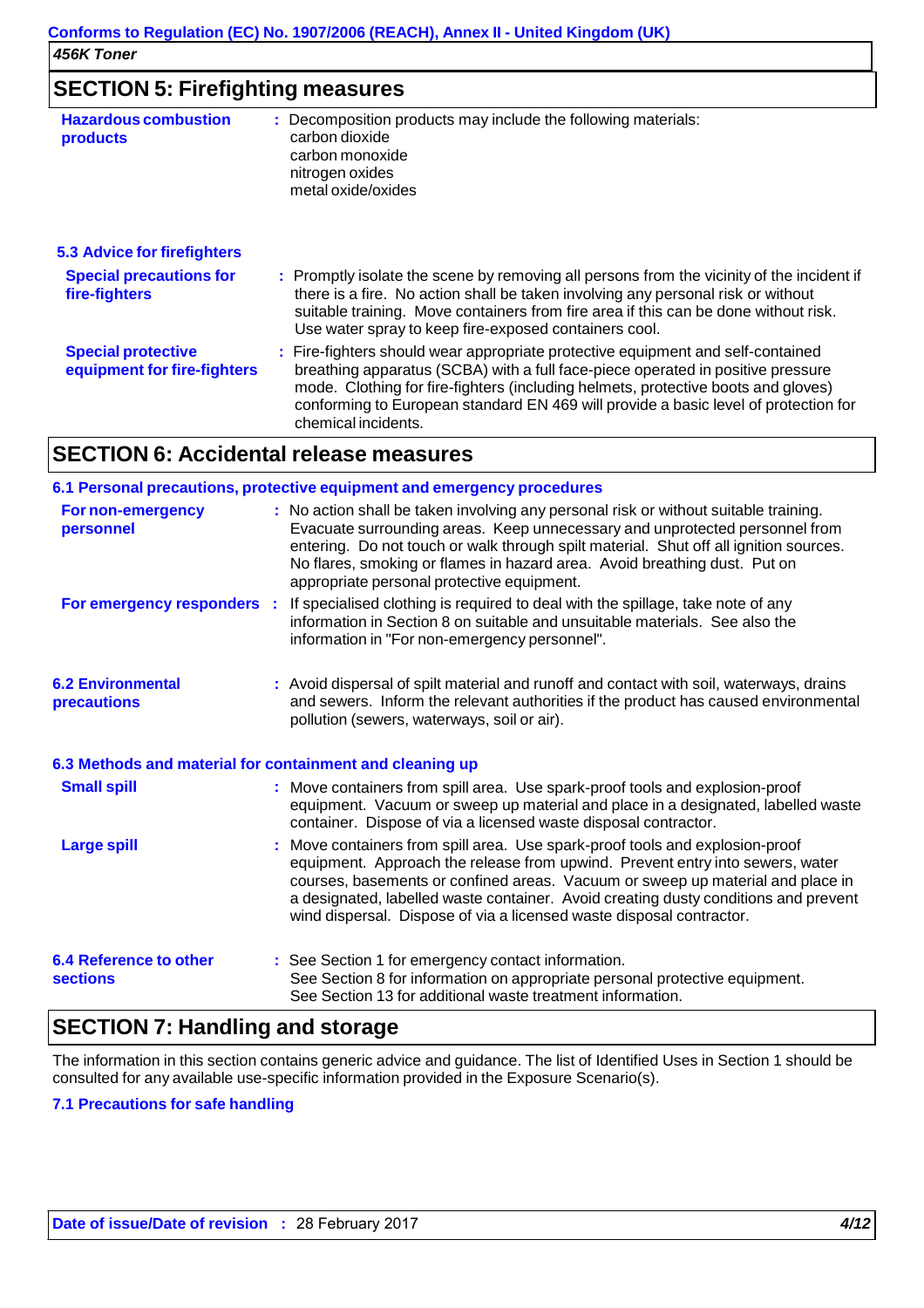## SECTION 5: Firefighting measures

**Hazardous combustion products** : Decomposition products may include the following materials:
carbon dioxide
carbon monoxide
nitrogen oxides
metal oxide/oxides

### 5.3 Advice for firefighters

**Special precautions for fire-fighters** : Promptly isolate the scene by removing all persons from the vicinity of the incident if there is a fire. No action shall be taken involving any personal risk or without suitable training. Move containers from fire area if this can be done without risk. Use water spray to keep fire-exposed containers cool.

**Special protective equipment for fire-fighters** : Fire-fighters should wear appropriate protective equipment and self-contained breathing apparatus (SCBA) with a full face-piece operated in positive pressure mode. Clothing for fire-fighters (including helmets, protective boots and gloves) conforming to European standard EN 469 will provide a basic level of protection for chemical incidents.

## SECTION 6: Accidental release measures

### 6.1 Personal precautions, protective equipment and emergency procedures

**For non-emergency personnel** : No action shall be taken involving any personal risk or without suitable training. Evacuate surrounding areas. Keep unnecessary and unprotected personnel from entering. Do not touch or walk through spilt material. Shut off all ignition sources. No flares, smoking or flames in hazard area. Avoid breathing dust. Put on appropriate personal protective equipment.

**For emergency responders** : If specialised clothing is required to deal with the spillage, take note of any information in Section 8 on suitable and unsuitable materials. See also the information in "For non-emergency personnel".

### 6.2 Environmental precautions

: Avoid dispersal of spilt material and runoff and contact with soil, waterways, drains and sewers. Inform the relevant authorities if the product has caused environmental pollution (sewers, waterways, soil or air).

### 6.3 Methods and material for containment and cleaning up

**Small spill** : Move containers from spill area. Use spark-proof tools and explosion-proof equipment. Vacuum or sweep up material and place in a designated, labelled waste container. Dispose of via a licensed waste disposal contractor.

**Large spill** : Move containers from spill area. Use spark-proof tools and explosion-proof equipment. Approach the release from upwind. Prevent entry into sewers, water courses, basements or confined areas. Vacuum or sweep up material and place in a designated, labelled waste container. Avoid creating dusty conditions and prevent wind dispersal. Dispose of via a licensed waste disposal contractor.

### 6.4 Reference to other sections

: See Section 1 for emergency contact information.
See Section 8 for information on appropriate personal protective equipment.
See Section 13 for additional waste treatment information.

## SECTION 7: Handling and storage

The information in this section contains generic advice and guidance. The list of Identified Uses in Section 1 should be consulted for any available use-specific information provided in the Exposure Scenario(s).

### 7.1 Precautions for safe handling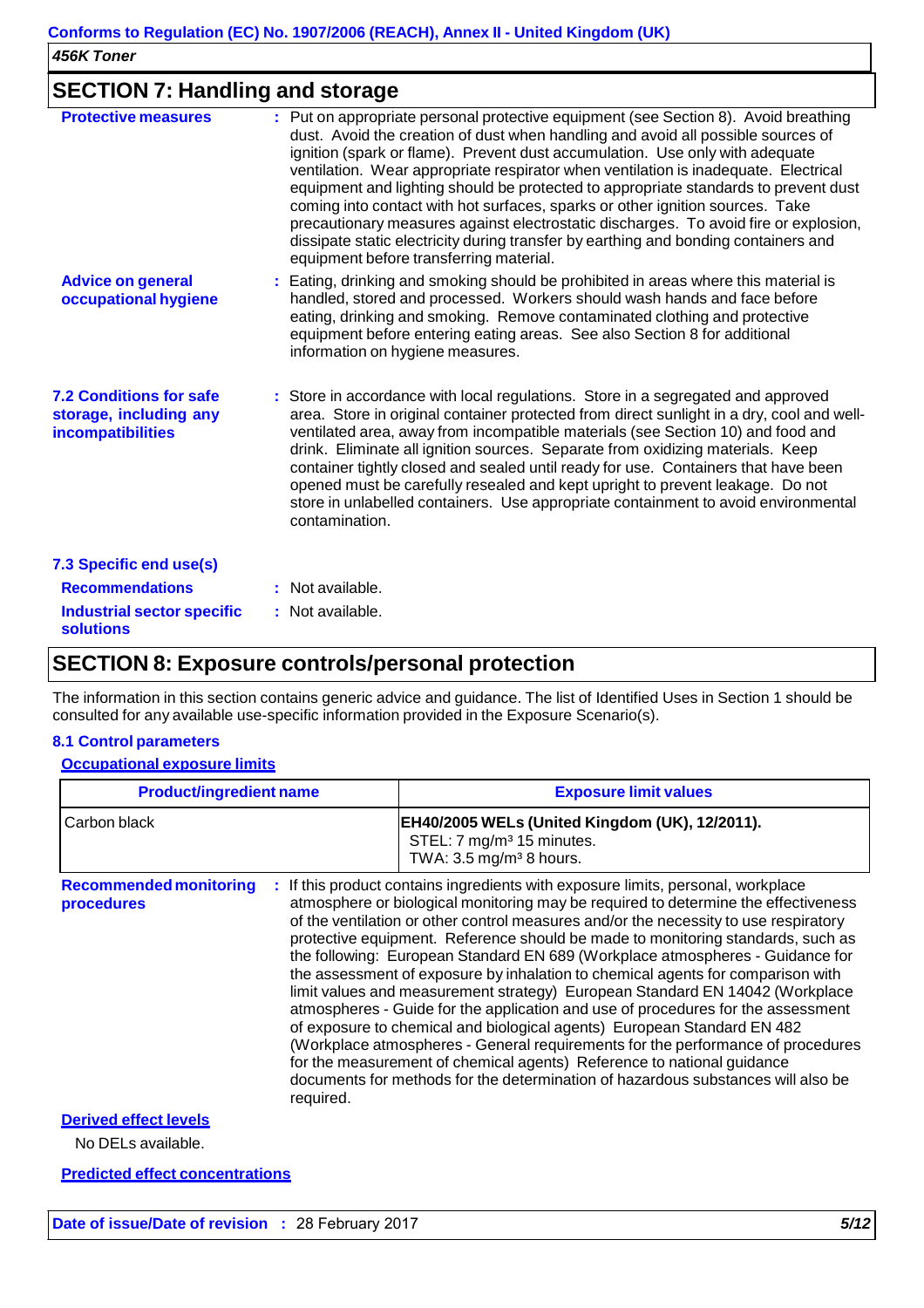## SECTION 7: Handling and storage

**Protective measures** : Put on appropriate personal protective equipment (see Section 8). Avoid breathing dust. Avoid the creation of dust when handling and avoid all possible sources of ignition (spark or flame). Prevent dust accumulation. Use only with adequate ventilation. Wear appropriate respirator when ventilation is inadequate. Electrical equipment and lighting should be protected to appropriate standards to prevent dust coming into contact with hot surfaces, sparks or other ignition sources. Take precautionary measures against electrostatic discharges. To avoid fire or explosion, dissipate static electricity during transfer by earthing and bonding containers and equipment before transferring material.

**Advice on general occupational hygiene** : Eating, drinking and smoking should be prohibited in areas where this material is handled, stored and processed. Workers should wash hands and face before eating, drinking and smoking. Remove contaminated clothing and protective equipment before entering eating areas. See also Section 8 for additional information on hygiene measures.

**7.2 Conditions for safe storage, including any incompatibilities** : Store in accordance with local regulations. Store in a segregated and approved area. Store in original container protected from direct sunlight in a dry, cool and well-ventilated area, away from incompatible materials (see Section 10) and food and drink. Eliminate all ignition sources. Separate from oxidizing materials. Keep container tightly closed and sealed until ready for use. Containers that have been opened must be carefully resealed and kept upright to prevent leakage. Do not store in unlabelled containers. Use appropriate containment to avoid environmental contamination.

**7.3 Specific end use(s)**

**Recommendations** : Not available.

**Industrial sector specific solutions** : Not available.

## SECTION 8: Exposure controls/personal protection

The information in this section contains generic advice and guidance. The list of Identified Uses in Section 1 should be consulted for any available use-specific information provided in the Exposure Scenario(s).

**8.1 Control parameters**

**Occupational exposure limits**

| Product/ingredient name | Exposure limit values |
|---|---|
| Carbon black | **EH40/2005 WELs (United Kingdom (UK), 12/2011).**<br>STEL: 7 mg/m³ 15 minutes.<br>TWA: 3.5 mg/m³ 8 hours. |

**Recommended monitoring procedures** : If this product contains ingredients with exposure limits, personal, workplace atmosphere or biological monitoring may be required to determine the effectiveness of the ventilation or other control measures and/or the necessity to use respiratory protective equipment. Reference should be made to monitoring standards, such as the following: European Standard EN 689 (Workplace atmospheres - Guidance for the assessment of exposure by inhalation to chemical agents for comparison with limit values and measurement strategy) European Standard EN 14042 (Workplace atmospheres - Guide for the application and use of procedures for the assessment of exposure to chemical and biological agents) European Standard EN 482 (Workplace atmospheres - General requirements for the performance of procedures for the measurement of chemical agents) Reference to national guidance documents for methods for the determination of hazardous substances will also be required.

**Derived effect levels**

No DELs available.

**Predicted effect concentrations**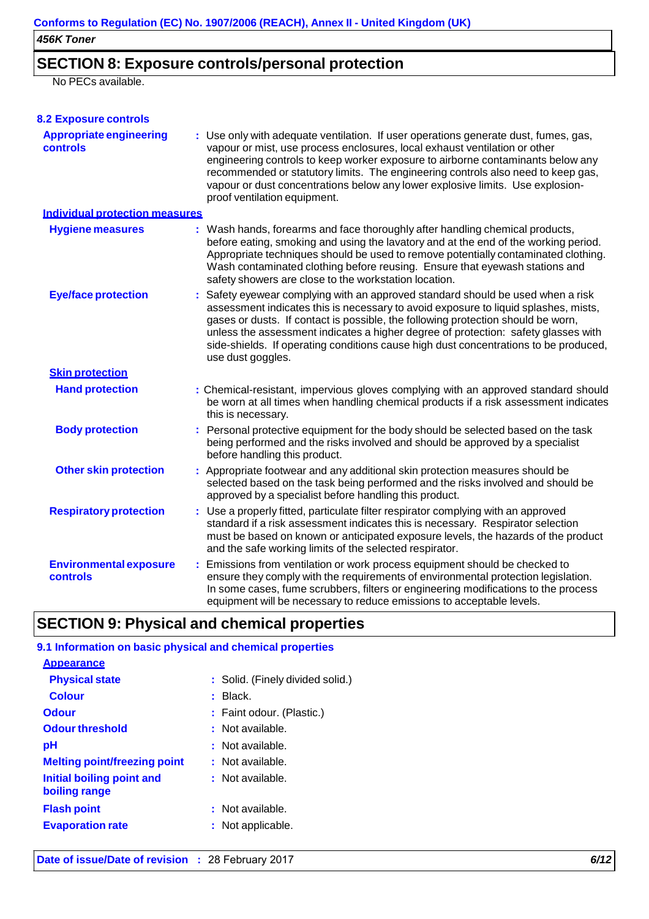## SECTION 8: Exposure controls/personal protection

No PECs available.

### 8.2 Exposure controls

**Appropriate engineering controls** : Use only with adequate ventilation. If user operations generate dust, fumes, gas, vapour or mist, use process enclosures, local exhaust ventilation or other engineering controls to keep worker exposure to airborne contaminants below any recommended or statutory limits. The engineering controls also need to keep gas, vapour or dust concentrations below any lower explosive limits. Use explosion-proof ventilation equipment.

**Individual protection measures**

**Hygiene measures** : Wash hands, forearms and face thoroughly after handling chemical products, before eating, smoking and using the lavatory and at the end of the working period. Appropriate techniques should be used to remove potentially contaminated clothing. Wash contaminated clothing before reusing. Ensure that eyewash stations and safety showers are close to the workstation location.

**Eye/face protection** : Safety eyewear complying with an approved standard should be used when a risk assessment indicates this is necessary to avoid exposure to liquid splashes, mists, gases or dusts. If contact is possible, the following protection should be worn, unless the assessment indicates a higher degree of protection: safety glasses with side-shields. If operating conditions cause high dust concentrations to be produced, use dust goggles.

**Skin protection**

**Hand protection** : Chemical-resistant, impervious gloves complying with an approved standard should be worn at all times when handling chemical products if a risk assessment indicates this is necessary.

**Body protection** : Personal protective equipment for the body should be selected based on the task being performed and the risks involved and should be approved by a specialist before handling this product.

**Other skin protection** : Appropriate footwear and any additional skin protection measures should be selected based on the task being performed and the risks involved and should be approved by a specialist before handling this product.

**Respiratory protection** : Use a properly fitted, particulate filter respirator complying with an approved standard if a risk assessment indicates this is necessary. Respirator selection must be based on known or anticipated exposure levels, the hazards of the product and the safe working limits of the selected respirator.

**Environmental exposure controls** : Emissions from ventilation or work process equipment should be checked to ensure they comply with the requirements of environmental protection legislation. In some cases, fume scrubbers, filters or engineering modifications to the process equipment will be necessary to reduce emissions to acceptable levels.

## SECTION 9: Physical and chemical properties

### 9.1 Information on basic physical and chemical properties

**Appearance**

**Physical state** : Solid. (Finely divided solid.)

**Colour** : Black.

**Odour** : Faint odour. (Plastic.)

**Odour threshold** : Not available.

**pH** : Not available.

**Melting point/freezing point** : Not available.

**Initial boiling point and boiling range** : Not available.

**Flash point** : Not available.

**Evaporation rate** : Not applicable.

**Date of issue/Date of revision** : 28 February 2017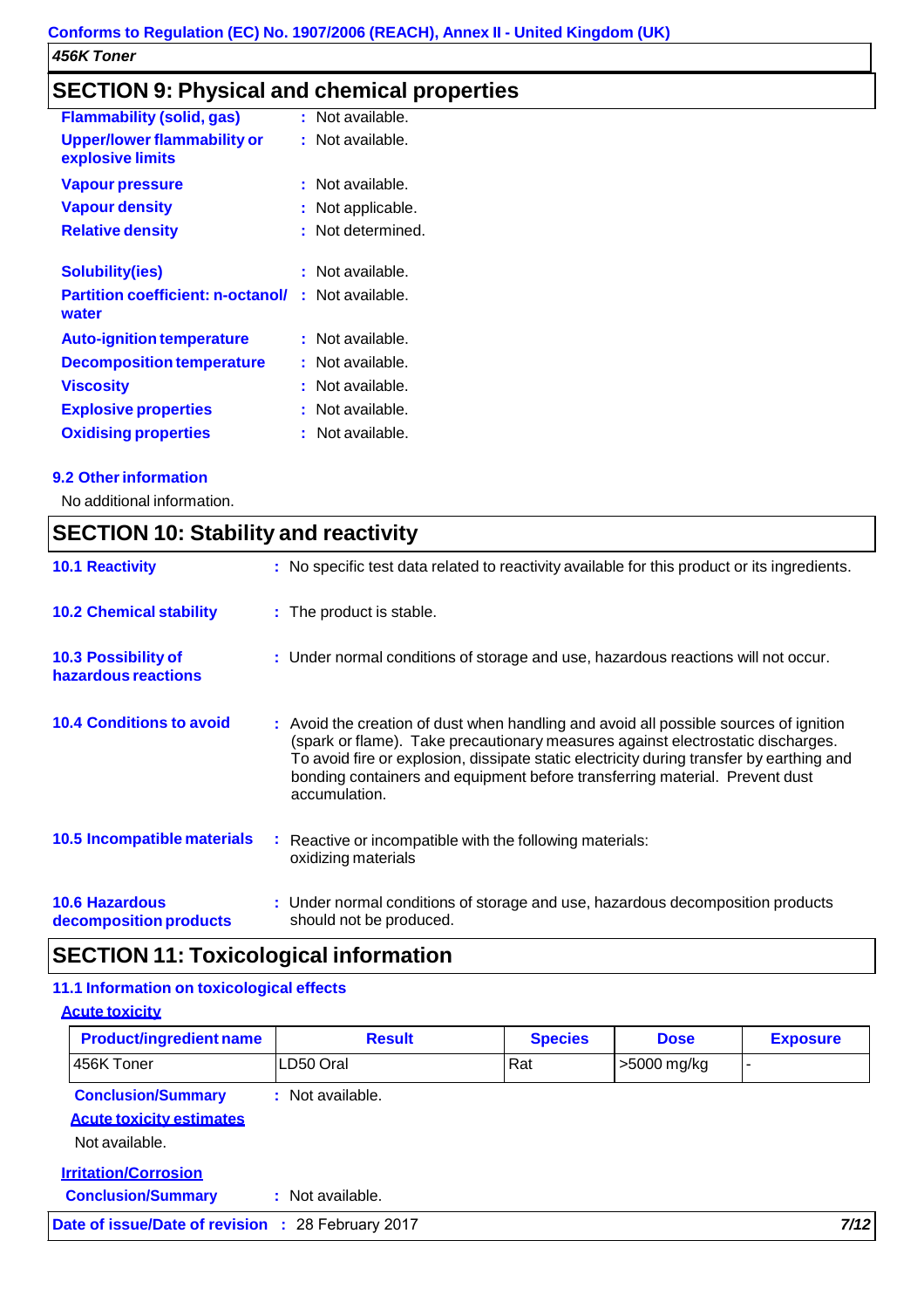## SECTION 9: Physical and chemical properties

| | |
|---|---|
| **Flammability (solid, gas)** | : Not available. |
| **Upper/lower flammability or explosive limits** | : Not available. |
| **Vapour pressure** | : Not available. |
| **Vapour density** | : Not applicable. |
| **Relative density** | : Not determined. |
| **Solubility(ies)** | : Not available. |
| **Partition coefficient: n-octanol/ water** | : Not available. |
| **Auto-ignition temperature** | : Not available. |
| **Decomposition temperature** | : Not available. |
| **Viscosity** | : Not available. |
| **Explosive properties** | : Not available. |
| **Oxidising properties** | : Not available. |

### 9.2 Other information

No additional information.

## SECTION 10: Stability and reactivity

**10.1 Reactivity** : No specific test data related to reactivity available for this product or its ingredients.

**10.2 Chemical stability** : The product is stable.

**10.3 Possibility of hazardous reactions** : Under normal conditions of storage and use, hazardous reactions will not occur.

**10.4 Conditions to avoid** : Avoid the creation of dust when handling and avoid all possible sources of ignition (spark or flame). Take precautionary measures against electrostatic discharges. To avoid fire or explosion, dissipate static electricity during transfer by earthing and bonding containers and equipment before transferring material. Prevent dust accumulation.

**10.5 Incompatible materials** : Reactive or incompatible with the following materials: oxidizing materials

**10.6 Hazardous decomposition products** : Under normal conditions of storage and use, hazardous decomposition products should not be produced.

## SECTION 11: Toxicological information

### 11.1 Information on toxicological effects

**Acute toxicity**

| Product/ingredient name | Result | Species | Dose | Exposure |
|---|---|---|---|---|
| 456K Toner | LD50 Oral | Rat | >5000 mg/kg | - |

**Conclusion/Summary** : Not available.

**Acute toxicity estimates**

Not available.

**Irritation/Corrosion**

**Conclusion/Summary** : Not available.

**Date of issue/Date of revision** : 28 February 2017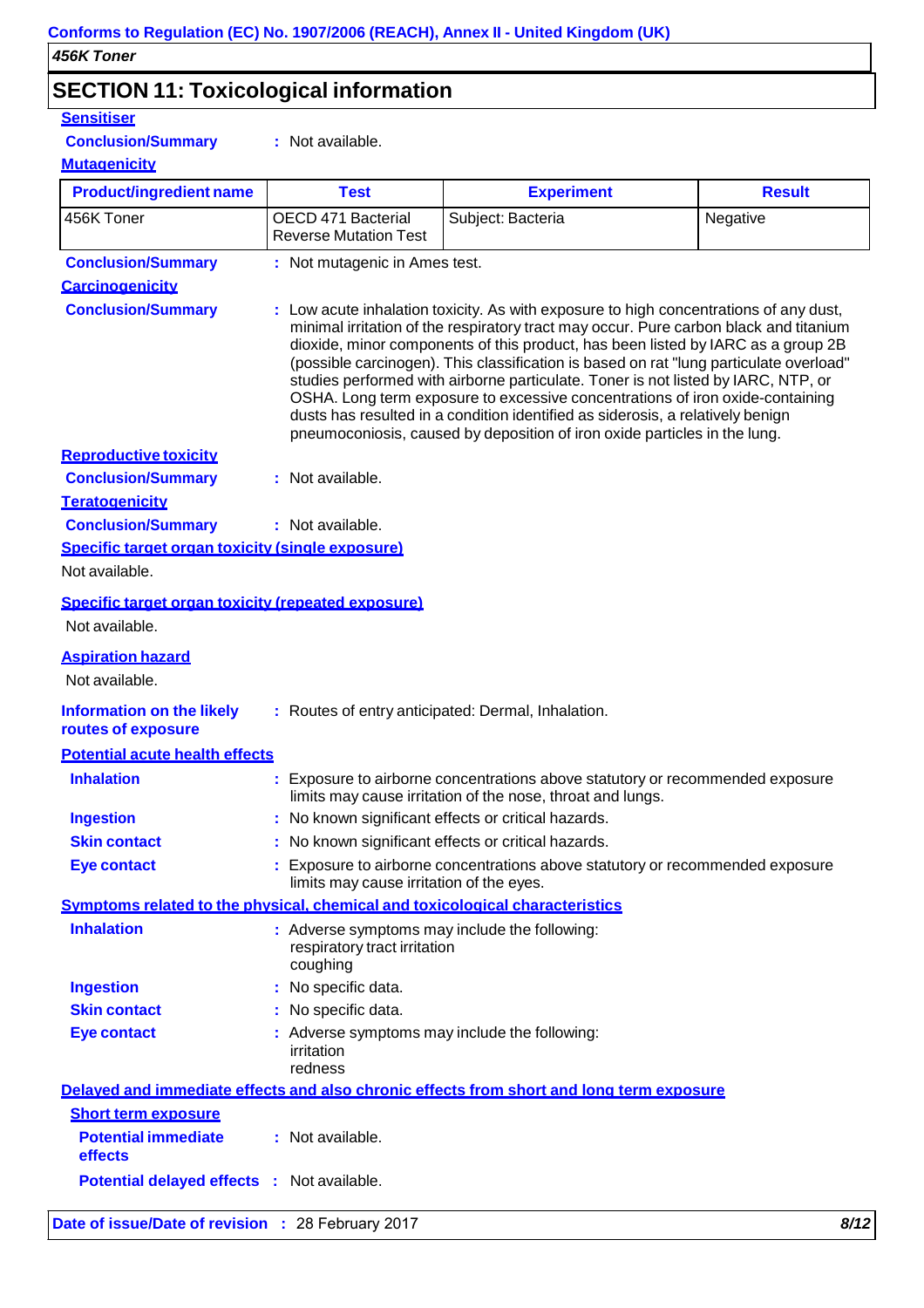## SECTION 11: Toxicological information

**Sensitiser**

**Conclusion/Summary** : Not available.

**Mutagenicity**

| Product/ingredient name | Test | Experiment | Result |
|---|---|---|---|
| 456K Toner | OECD 471 Bacterial Reverse Mutation Test | Subject: Bacteria | Negative |

**Conclusion/Summary** : Not mutagenic in Ames test.

**Carcinogenicity**

**Conclusion/Summary** : Low acute inhalation toxicity. As with exposure to high concentrations of any dust, minimal irritation of the respiratory tract may occur. Pure carbon black and titanium dioxide, minor components of this product, has been listed by IARC as a group 2B (possible carcinogen). This classification is based on rat "lung particulate overload" studies performed with airborne particulate. Toner is not listed by IARC, NTP, or OSHA. Long term exposure to excessive concentrations of iron oxide-containing dusts has resulted in a condition identified as siderosis, a relatively benign pneumoconiosis, caused by deposition of iron oxide particles in the lung.

**Reproductive toxicity**

**Conclusion/Summary** : Not available.

**Teratogenicity**

**Conclusion/Summary** : Not available.

**Specific target organ toxicity (single exposure)**

Not available.

**Specific target organ toxicity (repeated exposure)**

Not available.

**Aspiration hazard**

Not available.

**Information on the likely routes of exposure** : Routes of entry anticipated: Dermal, Inhalation.

**Potential acute health effects**

**Inhalation** : Exposure to airborne concentrations above statutory or recommended exposure limits may cause irritation of the nose, throat and lungs.

**Ingestion** : No known significant effects or critical hazards.

**Skin contact** : No known significant effects or critical hazards.

**Eye contact** : Exposure to airborne concentrations above statutory or recommended exposure limits may cause irritation of the eyes.

**Symptoms related to the physical, chemical and toxicological characteristics**

**Inhalation** : Adverse symptoms may include the following:
respiratory tract irritation
coughing

**Ingestion** : No specific data.

**Skin contact** : No specific data.

**Eye contact** : Adverse symptoms may include the following:
irritation
redness

**Delayed and immediate effects and also chronic effects from short and long term exposure**

**Short term exposure**

**Potential immediate effects** : Not available.

**Potential delayed effects** : Not available.

**Date of issue/Date of revision** : 28 February 2017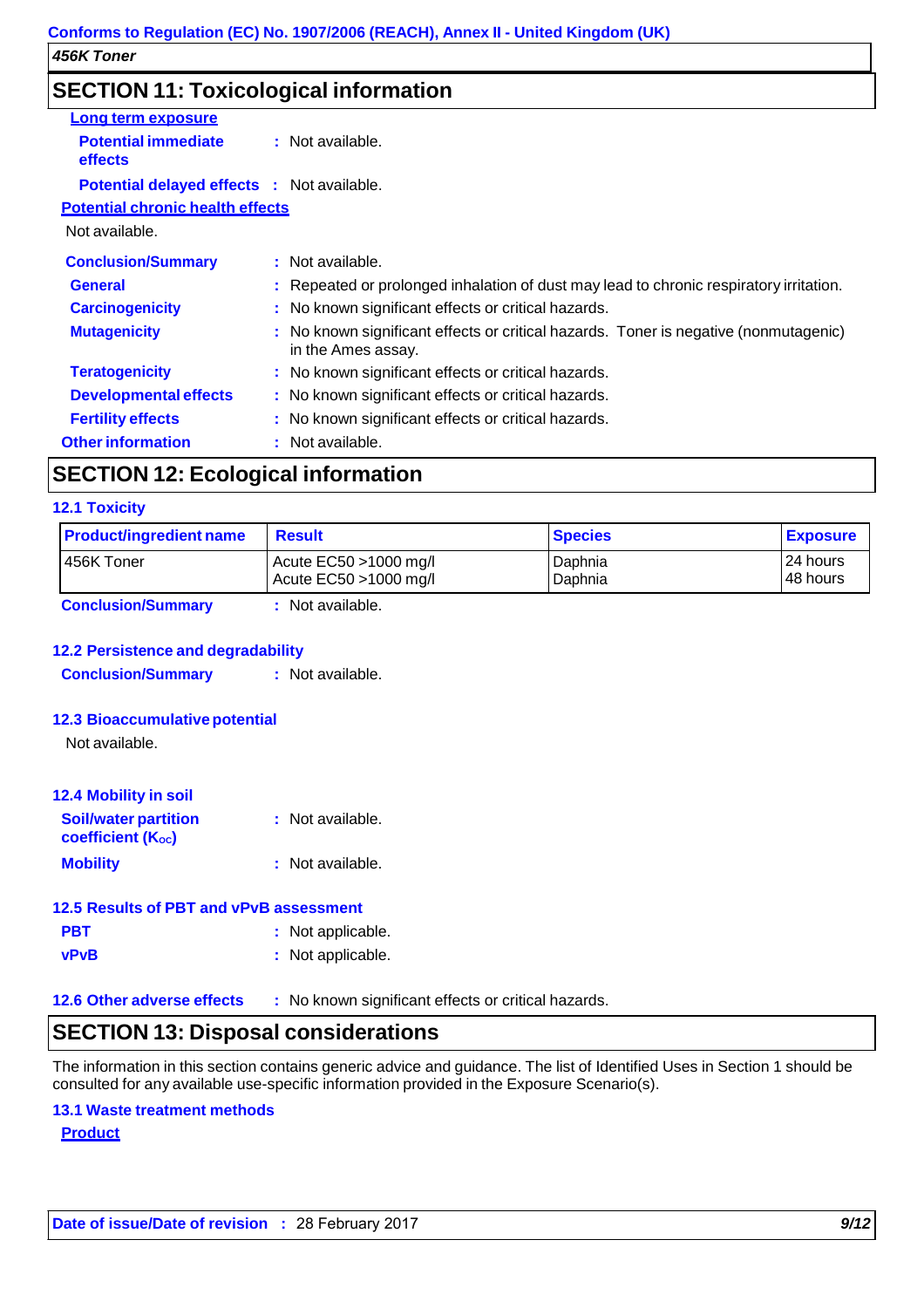## SECTION 11: Toxicological information

**Long term exposure**

**Potential immediate effects** : Not available.

**Potential delayed effects** : Not available.

**Potential chronic health effects**

Not available.

**Conclusion/Summary** : Not available.

**General** : Repeated or prolonged inhalation of dust may lead to chronic respiratory irritation.

**Carcinogenicity** : No known significant effects or critical hazards.

**Mutagenicity** : No known significant effects or critical hazards. Toner is negative (nonmutagenic) in the Ames assay.

**Teratogenicity** : No known significant effects or critical hazards.

**Developmental effects** : No known significant effects or critical hazards.

**Fertility effects** : No known significant effects or critical hazards.

**Other information** : Not available.

## SECTION 12: Ecological information

### 12.1 Toxicity

| Product/ingredient name | Result | Species | Exposure |
|---|---|---|---|
| 456K Toner | Acute EC50 >1000 mg/l<br>Acute EC50 >1000 mg/l | Daphnia<br>Daphnia | 24 hours<br>48 hours |

**Conclusion/Summary** : Not available.

### 12.2 Persistence and degradability

**Conclusion/Summary** : Not available.

### 12.3 Bioaccumulative potential

Not available.

### 12.4 Mobility in soil

**Soil/water partition coefficient ($K_{OC}$)** : Not available.

**Mobility** : Not available.

### 12.5 Results of PBT and vPvB assessment

**PBT** : Not applicable.

**vPvB** : Not applicable.

### 12.6 Other adverse effects : No known significant effects or critical hazards.

## SECTION 13: Disposal considerations

The information in this section contains generic advice and guidance. The list of Identified Uses in Section 1 should be consulted for any available use-specific information provided in the Exposure Scenario(s).

### 13.1 Waste treatment methods

**Product**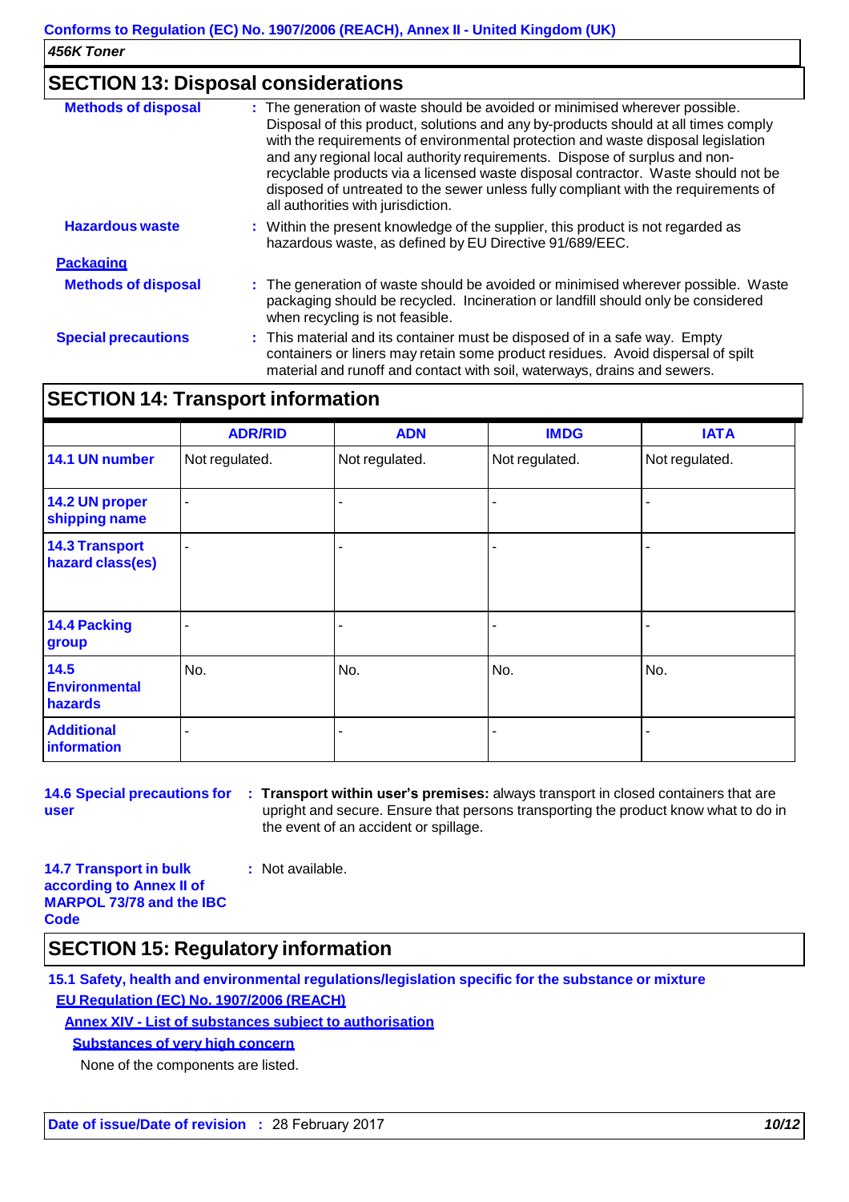## SECTION 13: Disposal considerations

**Methods of disposal** : The generation of waste should be avoided or minimised wherever possible. Disposal of this product, solutions and any by-products should at all times comply with the requirements of environmental protection and waste disposal legislation and any regional local authority requirements. Dispose of surplus and non-recyclable products via a licensed waste disposal contractor. Waste should not be disposed of untreated to the sewer unless fully compliant with the requirements of all authorities with jurisdiction.

**Hazardous waste** : Within the present knowledge of the supplier, this product is not regarded as hazardous waste, as defined by EU Directive 91/689/EEC.

**Packaging**

**Methods of disposal** : The generation of waste should be avoided or minimised wherever possible. Waste packaging should be recycled. Incineration or landfill should only be considered when recycling is not feasible.

**Special precautions** : This material and its container must be disposed of in a safe way. Empty containers or liners may retain some product residues. Avoid dispersal of spilt material and runoff and contact with soil, waterways, drains and sewers.

## SECTION 14: Transport information

| | ADR/RID | ADN | IMDG | IATA |
|---|---|---|---|---|
| 14.1 UN number | Not regulated. | Not regulated. | Not regulated. | Not regulated. |
| 14.2 UN proper shipping name | - | - | - | - |
| 14.3 Transport hazard class(es) | - | - | - | - |
| 14.4 Packing group | - | - | - | - |
| 14.5 Environmental hazards | No. | No. | No. | No. |
| Additional information | - | - | - | - |

**14.6 Special precautions for user** : **Transport within user's premises:** always transport in closed containers that are upright and secure. Ensure that persons transporting the product know what to do in the event of an accident or spillage.

**14.7 Transport in bulk according to Annex II of MARPOL 73/78 and the IBC Code** : Not available.

## SECTION 15: Regulatory information

**15.1 Safety, health and environmental regulations/legislation specific for the substance or mixture**

**EU Regulation (EC) No. 1907/2006 (REACH)**

**Annex XIV - List of substances subject to authorisation**

**Substances of very high concern**

None of the components are listed.

**Date of issue/Date of revision** : 28 February 2017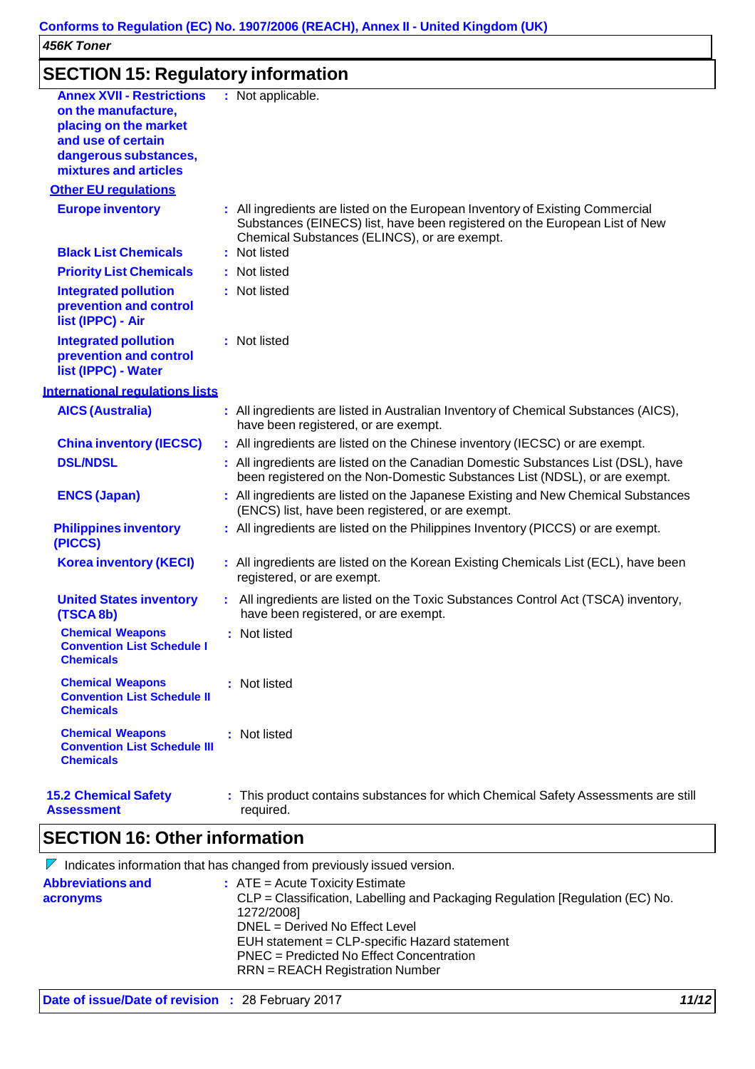## SECTION 15: Regulatory information

**Annex XVII - Restrictions on the manufacture, placing on the market and use of certain dangerous substances, mixtures and articles** : Not applicable.

**Other EU regulations**

**Europe inventory** : All ingredients are listed on the European Inventory of Existing Commercial Substances (EINECS) list, have been registered on the European List of New Chemical Substances (ELINCS), or are exempt.

**Black List Chemicals** : Not listed

**Priority List Chemicals** : Not listed

**Integrated pollution prevention and control list (IPPC) - Air** : Not listed

**Integrated pollution prevention and control list (IPPC) - Water** : Not listed

**International regulations lists**

**AICS (Australia)** : All ingredients are listed in Australian Inventory of Chemical Substances (AICS), have been registered, or are exempt.

**China inventory (IECSC)** : All ingredients are listed on the Chinese inventory (IECSC) or are exempt.

**DSL/NDSL** : All ingredients are listed on the Canadian Domestic Substances List (DSL), have been registered on the Non-Domestic Substances List (NDSL), or are exempt.

**ENCS (Japan)** : All ingredients are listed on the Japanese Existing and New Chemical Substances (ENCS) list, have been registered, or are exempt.

**Philippines inventory (PICCS)** : All ingredients are listed on the Philippines Inventory (PICCS) or are exempt.

**Korea inventory (KECI)** : All ingredients are listed on the Korean Existing Chemicals List (ECL), have been registered, or are exempt.

**United States inventory (TSCA 8b)** : All ingredients are listed on the Toxic Substances Control Act (TSCA) inventory, have been registered, or are exempt.

**Chemical Weapons Convention List Schedule I Chemicals** : Not listed

**Chemical Weapons Convention List Schedule II Chemicals** : Not listed

**Chemical Weapons Convention List Schedule III Chemicals** : Not listed

**15.2 Chemical Safety Assessment** : This product contains substances for which Chemical Safety Assessments are still required.

## SECTION 16: Other information

Indicates information that has changed from previously issued version.

**Abbreviations and acronyms** : ATE = Acute Toxicity Estimate
CLP = Classification, Labelling and Packaging Regulation [Regulation (EC) No. 1272/2008]
DNEL = Derived No Effect Level
EUH statement = CLP-specific Hazard statement
PNEC = Predicted No Effect Concentration
RRN = REACH Registration Number

**Date of issue/Date of revision** : 28 February 2017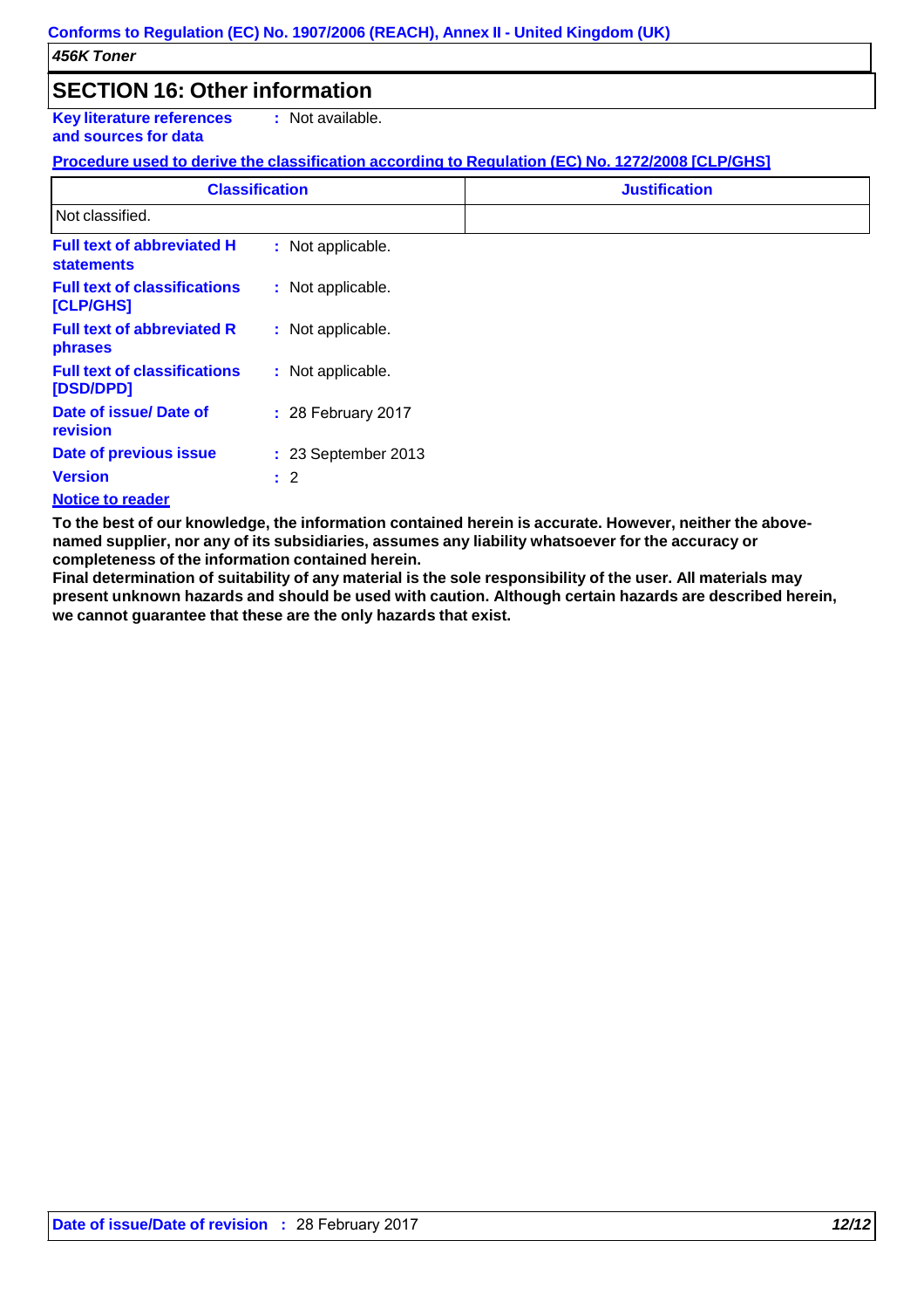## SECTION 16: Other information

**Key literature references and sources for data** : Not available.

**Procedure used to derive the classification according to Regulation (EC) No. 1272/2008 [CLP/GHS]**

| Classification | Justification |
| --- | --- |
| Not classified. | |

**Full text of abbreviated H statements** : Not applicable.

**Full text of classifications [CLP/GHS]** : Not applicable.

**Full text of abbreviated R phrases** : Not applicable.

**Full text of classifications [DSD/DPD]** : Not applicable.

**Date of issue/ Date of revision** : 28 February 2017

**Date of previous issue** : 23 September 2013

**Version** : 2

**Notice to reader**

**To the best of our knowledge, the information contained herein is accurate. However, neither the above-named supplier, nor any of its subsidiaries, assumes any liability whatsoever for the accuracy or completeness of the information contained herein.**
**Final determination of suitability of any material is the sole responsibility of the user. All materials may present unknown hazards and should be used with caution. Although certain hazards are described herein, we cannot guarantee that these are the only hazards that exist.**